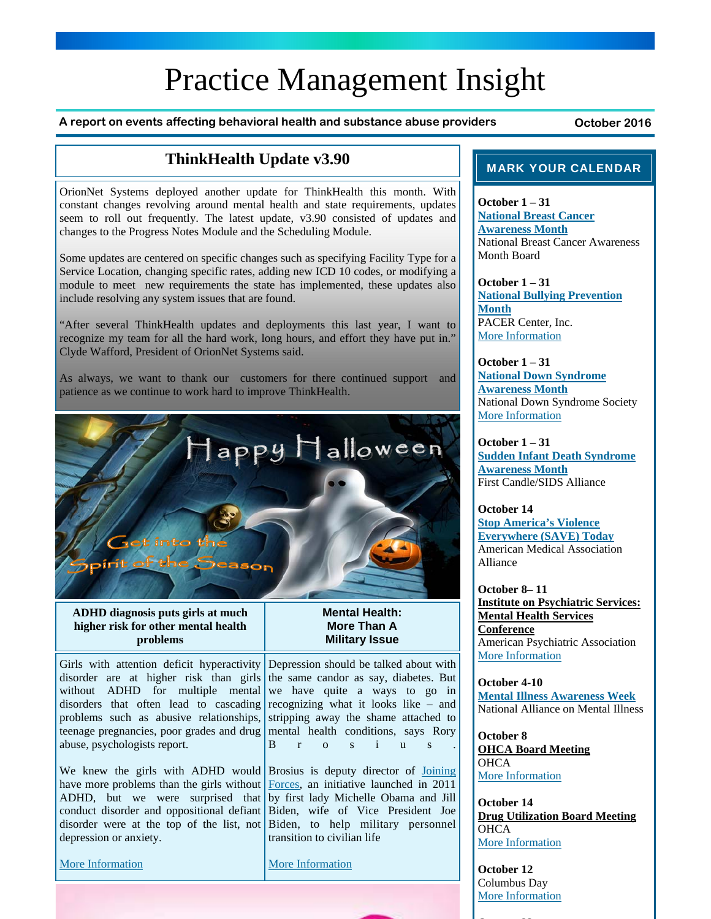# Practice Management Insight

**A report on events affecting behavioral health and substance abuse providers** — **October 2016**

## ThinkHealth Update v3.90

OrionNet Systems deployed another update for ThinkHealth this month. With constant changes revolving around mental health and state requirements, updates seem to roll out frequently. The latest update, v3.90 consisted of updates and changes to the Progress Notes Module and the Scheduling Module.

Some updates are centered on specific changes such as specifying Facility Type for a Service Location, changing specific rates, adding new ICD 10 codes, or modifying a module to meet new requirements the state has implemented, these updates also include resolving any system issues that are found.

"After several ThinkHealth updates and deployments this last year, I want to recognize my team for all the hard work, long hours, and effort they have put in." Clyde Wafford, President of OrionNet Systems said.

As always, we want to thank our customers for there continued support and patience as we continue to work hard to improve ThinkHealth.

Happy Halloween

Get into the Spirit of the Season

## ADHD diagnosis puts girls at much higher risk for other mental health problems

Girls with attention deficit hyperactivity disorder are at higher risk than girls without ADHD for multiple mental disorders that often lead to cascading problems such as abusive relationships, teenage pregnancies, poor grades and drug abuse, psychologists report.

We knew the girls with ADHD would have more problems than the girls without ADHD, but we were surprised that conduct disorder and oppositional defiant disorder were at the top of the list, not depression or anxiety.

More Information

## Mental Health: More Than A Military Issue

Depression should be talked about with the same candor as say, diabetes. But we have quite a ways to go in recognizing what it looks like – and stripping away the shame attached to mental health conditions, says Rory Brosius.

Brosius is deputy director of Joining Forces, an initiative launched in 2011 by first lady Michelle Obama and Jill Biden, wife of Vice President Joe Biden, to help military personnel transition to civilian life

More Information

## MARK YOUR CALENDAR

**October 1 – 31**
**National Breast Cancer Awareness Month**
National Breast Cancer Awareness Month Board

**October 1 – 31**
**National Bullying Prevention Month**
PACER Center, Inc.
More Information

**October 1 – 31**
**National Down Syndrome Awareness Month**
National Down Syndrome Society
More Information

**October 1 – 31**
**Sudden Infant Death Syndrome Awareness Month**
First Candle/SIDS Alliance

**October 14**
**Stop America's Violence Everywhere (SAVE) Today**
American Medical Association Alliance

**October 8– 11**
**Institute on Psychiatric Services: Mental Health Services Conference**
American Psychiatric Association
More Information

**October 4-10**
**Mental Illness Awareness Week**
National Alliance on Mental Illness

**October 8**
**OHCA Board Meeting**
OHCA
More Information

**October 14**
**Drug Utilization Board Meeting**
OHCA
More Information

**October 12**
Columbus Day
More Information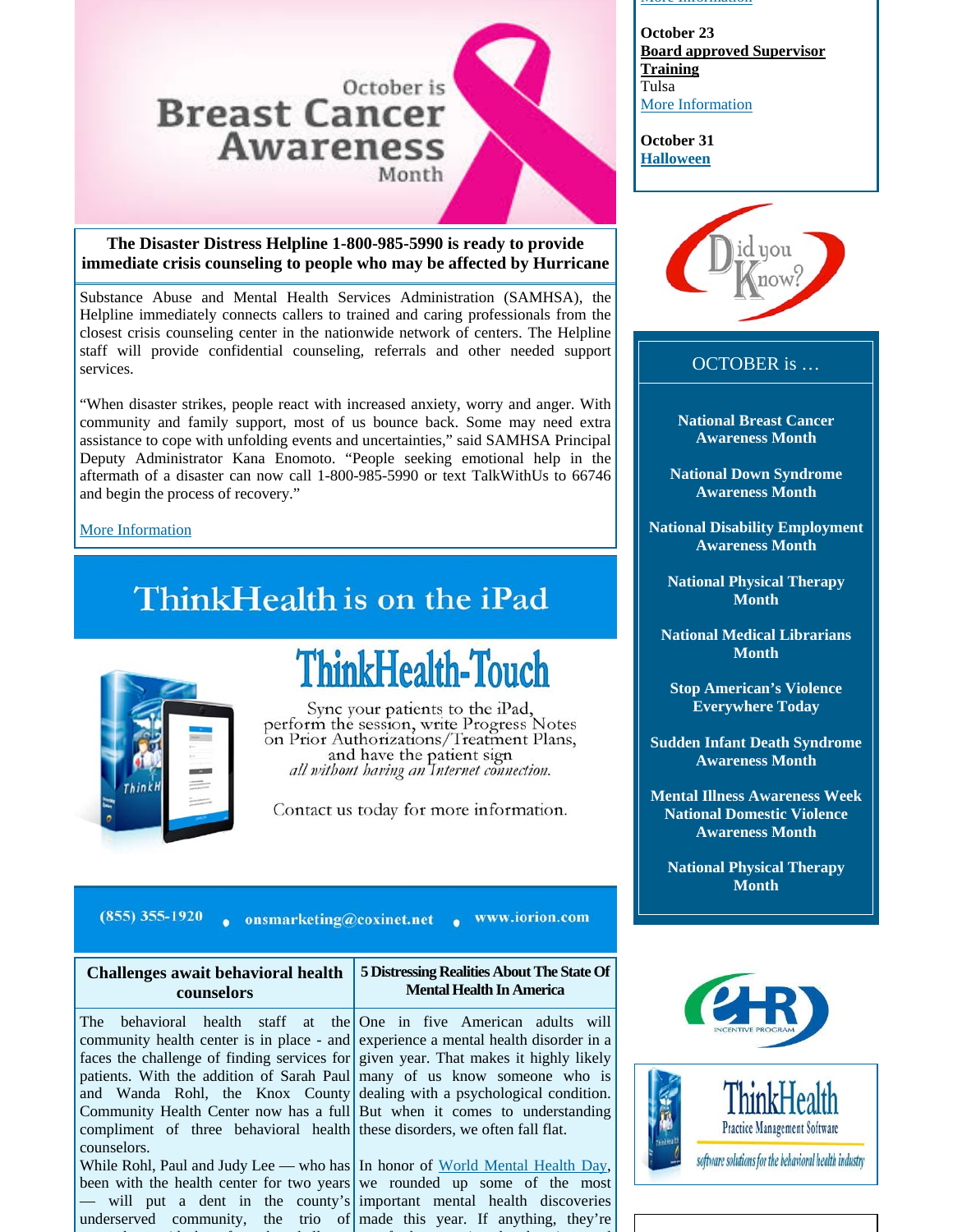October is Breast Cancer Awareness Month

**The Disaster Distress Helpline 1-800-985-5990 is ready to provide immediate crisis counseling to people who may be affected by Hurricane**

Substance Abuse and Mental Health Services Administration (SAMHSA), the Helpline immediately connects callers to trained and caring professionals from the closest crisis counseling center in the nationwide network of centers. The Helpline staff will provide confidential counseling, referrals and other needed support services.

“When disaster strikes, people react with increased anxiety, worry and anger. With community and family support, most of us bounce back. Some may need extra assistance to cope with unfolding events and uncertainties,” said SAMHSA Principal Deputy Administrator Kana Enomoto. “People seeking emotional help in the aftermath of a disaster can now call 1-800-985-5990 or text TalkWithUs to 66746 and begin the process of recovery.”

More Information

# ThinkHealth is on the iPad

## ThinkHealth-Touch

Sync your patients to the iPad, perform the session, write Progress Notes on Prior Authorizations/Treatment Plans, and have the patient sign *all without having an Internet connection.*

Contact us today for more information.

(855) 355-1920 • onsmarketing@coxinet.net • www.iorion.com

## Challenges await behavioral health counselors

The behavioral health staff at the community health center is in place - and faces the challenge of finding services for patients. With the addition of Sarah Paul and Wanda Rohl, the Knox County Community Health Center now has a full compliment of three behavioral health counselors.

While Rohl, Paul and Judy Lee — who has been with the health center for two years — will put a dent in the county's underserved community, the trio of

## 5 Distressing Realities About The State Of Mental Health In America

One in five American adults will experience a mental health disorder in a given year. That makes it highly likely many of us know someone who is dealing with a psychological condition. But when it comes to understanding these disorders, we often fall flat.

In honor of World Mental Health Day, we rounded up some of the most important mental health discoveries made this year. If anything, they're

**October 23**
**Board approved Supervisor Training**
Tulsa
More Information

**October 31**
**Halloween**

Did you Know?

OCTOBER is …

**National Breast Cancer Awareness Month**

**National Down Syndrome Awareness Month**

**National Disability Employment Awareness Month**

**National Physical Therapy Month**

**National Medical Librarians Month**

**Stop American's Violence Everywhere Today**

**Sudden Infant Death Syndrome Awareness Month**

**Mental Illness Awareness Week**
**National Domestic Violence Awareness Month**

**National Physical Therapy Month**

eHR Incentive Program

ThinkHealth Practice Management Software — *software solutions for the behavioral health industry*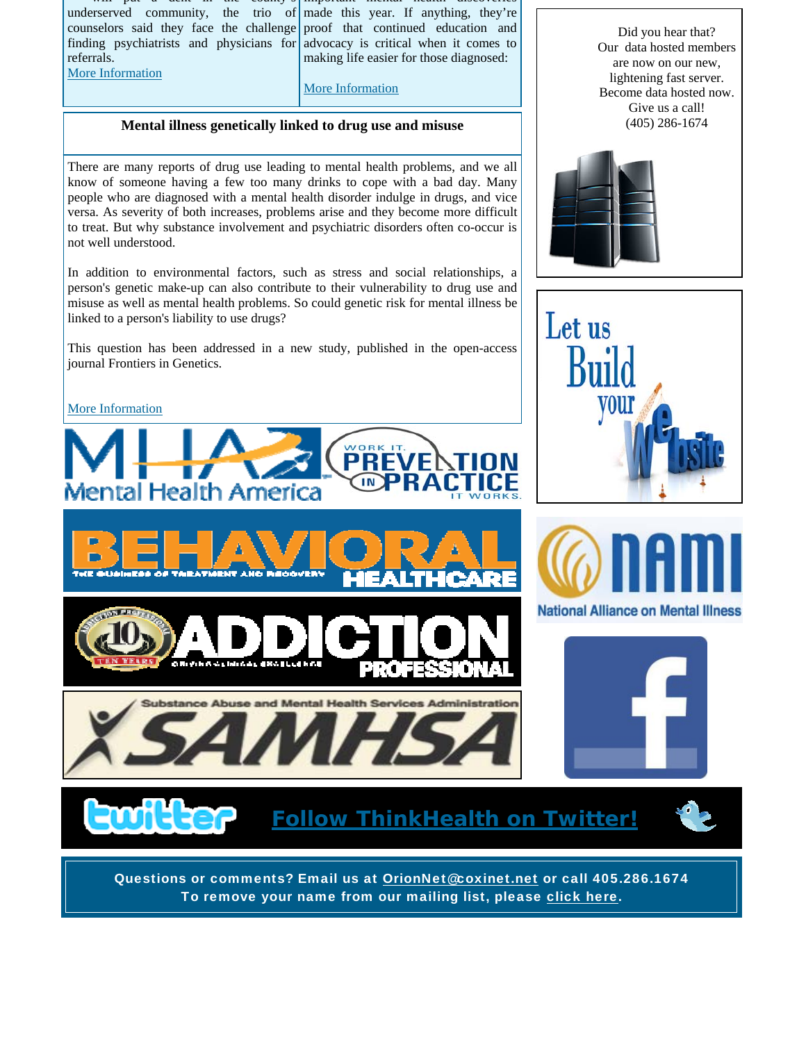will put a dent in the county's underserved community, the trio of counselors said they face the challenge finding psychiatrists and physicians for referrals.

More Information

important mental health discoveries made this year. If anything, they're proof that continued education and advocacy is critical when it comes to making life easier for those diagnosed:

More Information

### Mental illness genetically linked to drug use and misuse

There are many reports of drug use leading to mental health problems, and we all know of someone having a few too many drinks to cope with a bad day. Many people who are diagnosed with a mental health disorder indulge in drugs, and vice versa. As severity of both increases, problems arise and they become more difficult to treat. But why substance involvement and psychiatric disorders often co-occur is not well understood.

In addition to environmental factors, such as stress and social relationships, a person's genetic make-up can also contribute to their vulnerability to drug use and misuse as well as mental health problems. So could genetic risk for mental illness be linked to a person's liability to use drugs?

This question has been addressed in a new study, published in the open-access journal Frontiers in Genetics.

More Information

Did you hear that?
Our data hosted members are now on our new, lightening fast server.
Become data hosted now.
Give us a call!
(405) 286-1674

Follow ThinkHealth on Twitter!

**Questions or comments? Email us at OrionNet@coxinet.net or call 405.286.1674**
**To remove your name from our mailing list, please click here.**